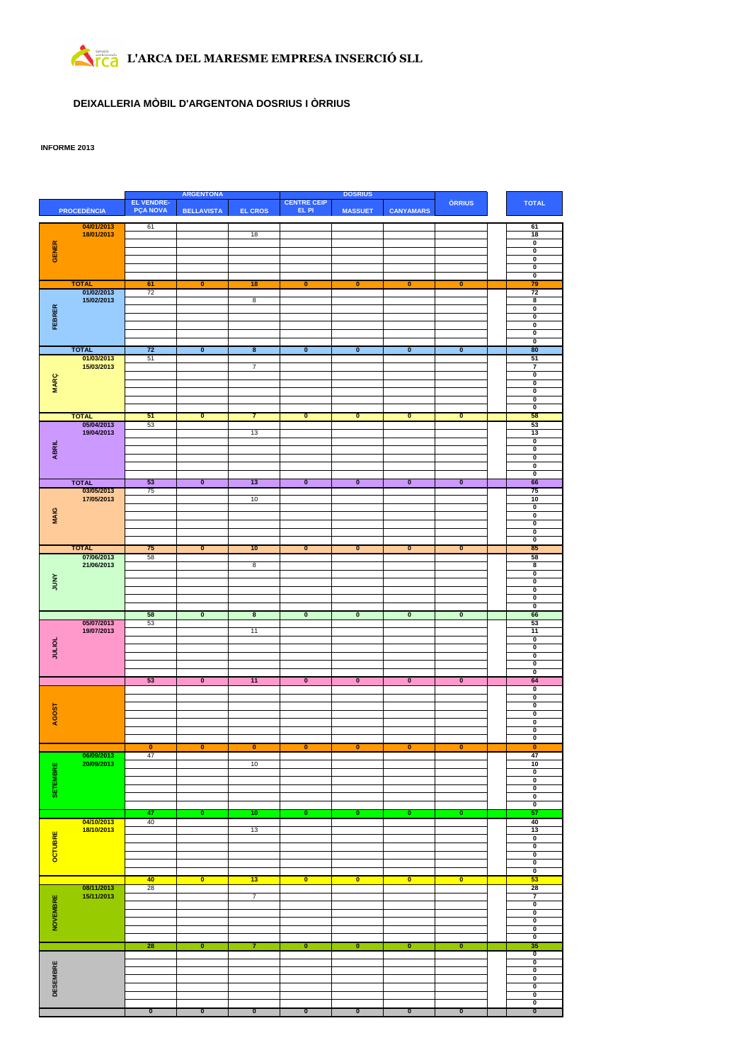# L'ARCA DEL MARESME EMPRESA INSERCIÓ SLL

## DEIXALLERIA MÒBIL D'ARGENTONA DOSRIUS I ÒRRIUS

**INFORME 2013**

| PROCEDÈNCIA | | ARGENTONA | | | DOSRIUS | | | ÒRRIUS | | TOTAL |
|---|---|---|---|---|---|---|---|---|---|---|
| | | EL VENDRE-PÇA NOVA | BELLAVISTA | EL CROS | CENTRE CEIP EL PI | MASSUET | CANYAMARS | | | |
| GENER | 04/01/2013 | 61 | | | | | | | | 61 |
| | 18/01/2013 | | | 18 | | | | | | 18 |
| | | | | | | | | | | 0 |
| | | | | | | | | | | 0 |
| | | | | | | | | | | 0 |
| | | | | | | | | | | 0 |
| | | | | | | | | | | 0 |
| | TOTAL | 61 | 0 | 18 | 0 | 0 | 0 | 0 | | 79 |
| FEBRER | 01/02/2013 | 72 | | | | | | | | 72 |
| | 15/02/2013 | | | 8 | | | | | | 8 |
| | | | | | | | | | | 0 |
| | | | | | | | | | | 0 |
| | | | | | | | | | | 0 |
| | | | | | | | | | | 0 |
| | | | | | | | | | | 0 |
| | TOTAL | 72 | 0 | 8 | 0 | 0 | 0 | 0 | | 80 |
| MARÇ | 01/03/2013 | 51 | | | | | | | | 51 |
| | 15/03/2013 | | | 7 | | | | | | 7 |
| | | | | | | | | | | 0 |
| | | | | | | | | | | 0 |
| | | | | | | | | | | 0 |
| | | | | | | | | | | 0 |
| | | | | | | | | | | 0 |
| | TOTAL | 51 | 0 | 7 | 0 | 0 | 0 | 0 | | 58 |
| ABRIL | 05/04/2013 | 53 | | | | | | | | 53 |
| | 19/04/2013 | | | 13 | | | | | | 13 |
| | | | | | | | | | | 0 |
| | | | | | | | | | | 0 |
| | | | | | | | | | | 0 |
| | | | | | | | | | | 0 |
| | | | | | | | | | | 0 |
| | TOTAL | 53 | 0 | 13 | 0 | 0 | 0 | 0 | | 66 |
| MAIG | 03/05/2013 | 75 | | | | | | | | 75 |
| | 17/05/2013 | | | 10 | | | | | | 10 |
| | | | | | | | | | | 0 |
| | | | | | | | | | | 0 |
| | | | | | | | | | | 0 |
| | | | | | | | | | | 0 |
| | | | | | | | | | | 0 |
| | TOTAL | 75 | 0 | 10 | 0 | 0 | 0 | 0 | | 85 |
| JUNY | 07/06/2013 | 58 | | | | | | | | 58 |
| | 21/06/2013 | | | 8 | | | | | | 8 |
| | | | | | | | | | | 0 |
| | | | | | | | | | | 0 |
| | | | | | | | | | | 0 |
| | | | | | | | | | | 0 |
| | | | | | | | | | | 0 |
| | | 58 | 0 | 8 | 0 | 0 | 0 | 0 | | 66 |
| JULIOL | 05/07/2013 | 53 | | | | | | | | 53 |
| | 19/07/2013 | | | 11 | | | | | | 11 |
| | | | | | | | | | | 0 |
| | | | | | | | | | | 0 |
| | | | | | | | | | | 0 |
| | | | | | | | | | | 0 |
| | | | | | | | | | | 0 |
| | | 53 | 0 | 11 | 0 | 0 | 0 | 0 | | 64 |
| AGOST | | | | | | | | | | 0 |
| | | | | | | | | | | 0 |
| | | | | | | | | | | 0 |
| | | | | | | | | | | 0 |
| | | | | | | | | | | 0 |
| | | | | | | | | | | 0 |
| | | | | | | | | | | 0 |
| | | 0 | 0 | 0 | 0 | 0 | 0 | 0 | | 0 |
| SETEMBRE | 06/09/2013 | 47 | | | | | | | | 47 |
| | 20/09/2013 | | | 10 | | | | | | 10 |
| | | | | | | | | | | 0 |
| | | | | | | | | | | 0 |
| | | | | | | | | | | 0 |
| | | | | | | | | | | 0 |
| | | | | | | | | | | 0 |
| | | 47 | 0 | 10 | 0 | 0 | 0 | 0 | | 57 |
| OCTUBRE | 04/10/2013 | 40 | | | | | | | | 40 |
| | 18/10/2013 | | | 13 | | | | | | 13 |
| | | | | | | | | | | 0 |
| | | | | | | | | | | 0 |
| | | | | | | | | | | 0 |
| | | | | | | | | | | 0 |
| | | | | | | | | | | 0 |
| | | 40 | 0 | 13 | 0 | 0 | 0 | 0 | | 53 |
| NOVEMBRE | 08/11/2013 | 28 | | | | | | | | 28 |
| | 15/11/2013 | | | 7 | | | | | | 7 |
| | | | | | | | | | | 0 |
| | | | | | | | | | | 0 |
| | | | | | | | | | | 0 |
| | | | | | | | | | | 0 |
| | | | | | | | | | | 0 |
| | | 28 | 0 | 7 | 0 | 0 | 0 | 0 | | 35 |
| DESEMBRE | | | | | | | | | | 0 |
| | | | | | | | | | | 0 |
| | | | | | | | | | | 0 |
| | | | | | | | | | | 0 |
| | | | | | | | | | | 0 |
| | | | | | | | | | | 0 |
| | | | | | | | | | | 0 |
| | | 0 | 0 | 0 | 0 | 0 | 0 | 0 | | 0 |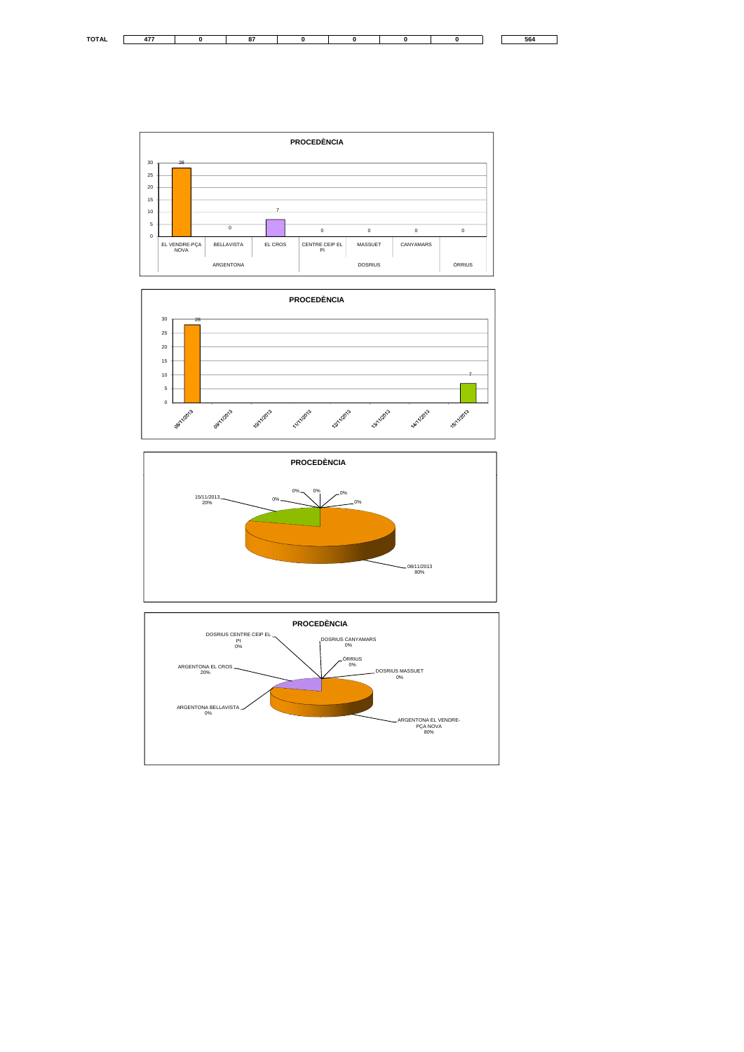| TOTAL | 477 | 0 | 87 | 0 | 0 | 0 | 0 | | 564 |
|---|---|---|---|---|---|---|---|---|---|

**PROCEDÈNCIA**

| | EL VENDRE-PÇA NOVA | BELLAVISTA | EL CROS | CENTRE CEIP EL PI | MASSUET | CANYAMARS | |
|---|---|---|---|---|---|---|---|
| | ARGENTONA | | | DOSRIUS | | | ÒRRIUS |
| Valor | 28 | 0 | 7 | 0 | 0 | 0 | 0 |

**PROCEDÈNCIA**

| 08/11/2013 | 09/11/2013 | 10/11/2013 | 11/11/2013 | 12/11/2013 | 13/11/2013 | 14/11/2013 | 15/11/2013 |
|---|---|---|---|---|---|---|---|
| 28 | | | | | | | 7 |

**PROCEDÈNCIA**

- 15/11/2013: 20%
- 08/11/2013: 80%
- 0%
- 0%
- 0%
- 0%
- 0%

**PROCEDÈNCIA**

- DOSRIUS CENTRE CEIP EL PI: 0%
- DOSRIUS CANYAMARS: 0%
- ÒRRIUS: 0%
- DOSRIUS MASSUET: 0%
- ARGENTONA EL CROS: 20%
- ARGENTONA BELLAVISTA: 0%
- ARGENTONA EL VENDRE-PÇA NOVA: 80%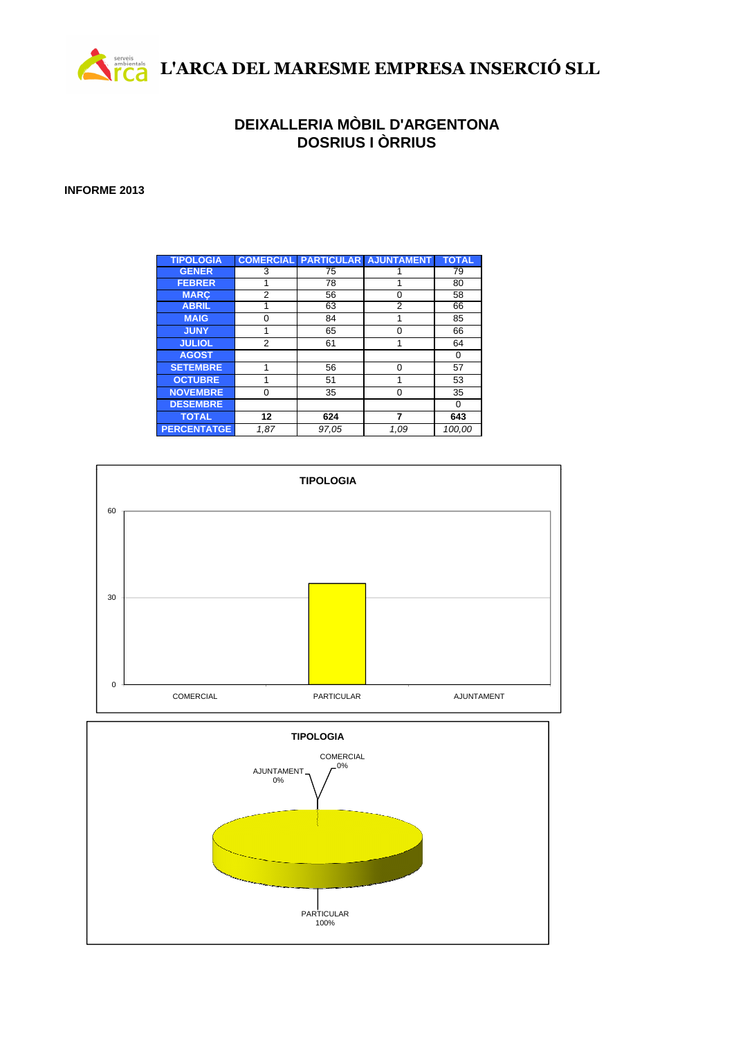# L'ARCA DEL MARESME EMPRESA INSERCIÓ SLL

## DEIXALLERIA MÒBIL D'ARGENTONA
## DOSRIUS I ÒRRIUS

**INFORME 2013**

| TIPOLOGIA | COMERCIAL | PARTICULAR | AJUNTAMENT | TOTAL |
|---|---|---|---|---|
| GENER | 3 | 75 | 1 | 79 |
| FEBRER | 1 | 78 | 1 | 80 |
| MARÇ | 2 | 56 | 0 | 58 |
| ABRIL | 1 | 63 | 2 | 66 |
| MAIG | 0 | 84 | 1 | 85 |
| JUNY | 1 | 65 | 0 | 66 |
| JULIOL | 2 | 61 | 1 | 64 |
| AGOST | | | | 0 |
| SETEMBRE | 1 | 56 | 0 | 57 |
| OCTUBRE | 1 | 51 | 1 | 53 |
| NOVEMBRE | 0 | 35 | 0 | 35 |
| DESEMBRE | | | | 0 |
| **TOTAL** | **12** | **624** | **7** | **643** |
| **PERCENTATGE** | *1,87* | *97,05* | *1,09* | *100,00* |

**TIPOLOGIA**

60
30
0

COMERCIAL PARTICULAR AJUNTAMENT

**TIPOLOGIA**

COMERCIAL 0%
AJUNTAMENT 0%
PARTICULAR 100%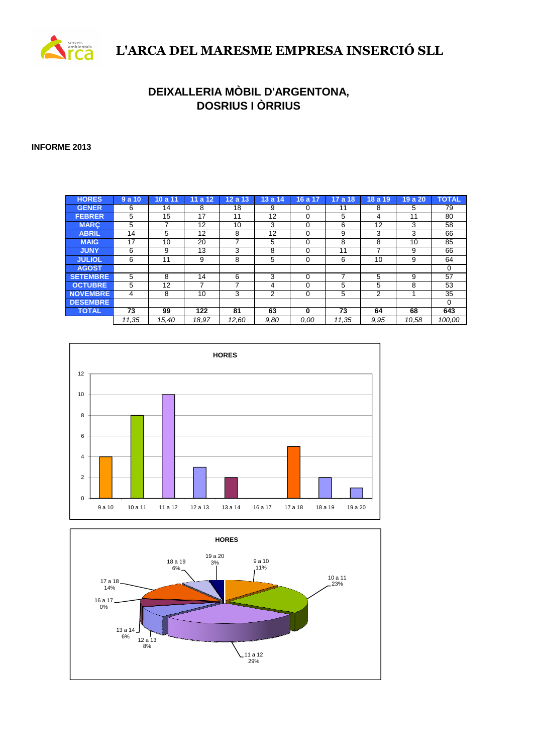# L'ARCA DEL MARESME EMPRESA INSERCIÓ SLL

## DEIXALLERIA MÒBIL D'ARGENTONA, DOSRIUS I ÒRRIUS

**INFORME 2013**

| HORES | 9 a 10 | 10 a 11 | 11 a 12 | 12 a 13 | 13 a 14 | 16 a 17 | 17 a 18 | 18 a 19 | 19 a 20 | TOTAL |
|---|---|---|---|---|---|---|---|---|---|---|
| GENER | 6 | 14 | 8 | 18 | 9 | 0 | 11 | 8 | 5 | 79 |
| FEBRER | 5 | 15 | 17 | 11 | 12 | 0 | 5 | 4 | 11 | 80 |
| MARÇ | 5 | 7 | 12 | 10 | 3 | 0 | 6 | 12 | 3 | 58 |
| ABRIL | 14 | 5 | 12 | 8 | 12 | 0 | 9 | 3 | 3 | 66 |
| MAIG | 17 | 10 | 20 | 7 | 5 | 0 | 8 | 8 | 10 | 85 |
| JUNY | 6 | 9 | 13 | 3 | 8 | 0 | 11 | 7 | 9 | 66 |
| JULIOL | 6 | 11 | 9 | 8 | 5 | 0 | 6 | 10 | 9 | 64 |
| AGOST | | | | | | | | | | 0 |
| SETEMBRE | 5 | 8 | 14 | 6 | 3 | 0 | 7 | 5 | 9 | 57 |
| OCTUBRE | 5 | 12 | 7 | 7 | 4 | 0 | 5 | 5 | 8 | 53 |
| NOVEMBRE | 4 | 8 | 10 | 3 | 2 | 0 | 5 | 2 | 1 | 35 |
| DESEMBRE | | | | | | | | | | 0 |
| **TOTAL** | **73** | **99** | **122** | **81** | **63** | **0** | **73** | **64** | **68** | **643** |
| | *11,35* | *15,40* | *18,97* | *12,60* | *9,80* | *0,00* | *11,35* | *9,95* | *10,58* | *100,00* |

**HORES**

| | 9 a 10 | 10 a 11 | 11 a 12 | 12 a 13 | 13 a 14 | 16 a 17 | 17 a 18 | 18 a 19 | 19 a 20 |
|---|---|---|---|---|---|---|---|---|---|
| Valor | 4 | 8 | 10 | 3 | 2 | 0 | 5 | 2 | 1 |

**HORES**

| Hores | % |
|---|---|
| 9 a 10 | 11% |
| 10 a 11 | 23% |
| 11 a 12 | 29% |
| 12 a 13 | 8% |
| 13 a 14 | 6% |
| 16 a 17 | 0% |
| 17 a 18 | 14% |
| 18 a 19 | 6% |
| 19 a 20 | 3% |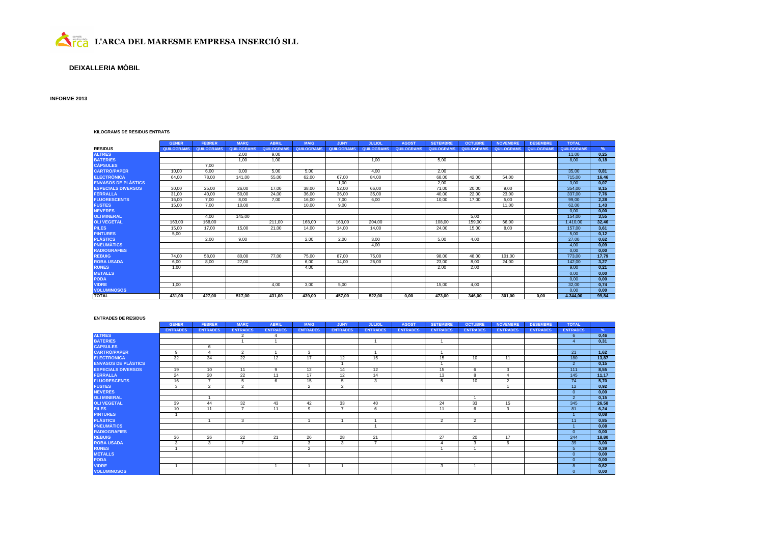# L'ARCA DEL MARESME EMPRESA INSERCIÓ SLL

## DEIXALLERIA MÒBIL

**INFORME 2013**

**KILOGRAMS DE RESIDUS ENTRATS**

| RESIDUS | GENER | FEBRER | MARÇ | ABRIL | MAIG | JUNY | JULIOL | AGOST | SETEMBRE | OCTUBRE | NOVEMBRE | DESEMBRE | TOTAL | |
|---|---|---|---|---|---|---|---|---|---|---|---|---|---|---|
| | QUILOGRAMS | QUILOGRAMS | QUILOGRAMS | QUILOGRAMS | QUILOGRAMS | QUILOGRAMS | QUILOGRAMS | QUILOGRAMS | QUILOGRAMS | QUILOGRAMS | QUILOGRAMS | QUILOGRAMS | QUILOGRAMS | % |
| ALTRES | | | 2,00 | 9,00 | | | | | | | | | 11,00 | 0,25 |
| BATERIES | | | 1,00 | 1,00 | | | 1,00 | | 5,00 | | | | 8,00 | 0,18 |
| CÀPSULES | | 7,00 | | | | | | | | | | | | |
| CARTRÓ/PAPER | 10,00 | 6,00 | 3,00 | 5,00 | 5,00 | | 4,00 | | 2,00 | | | | 35,00 | 0,81 |
| ELECTRÒNICA | 64,00 | 78,00 | 141,00 | 55,00 | 62,00 | 67,00 | 84,00 | | 68,00 | 42,00 | 54,00 | | 715,00 | 16,46 |
| ENVASOS DE PLÀSTICS | | | | | | 1,00 | | | 2,00 | | | | 3,00 | 0,07 |
| ESPECIALS DIVERSOS | 30,00 | 25,00 | 26,00 | 17,00 | 38,00 | 52,00 | 66,00 | | 71,00 | 20,00 | 9,00 | | 354,00 | 8,15 |
| FERRALLA | 31,00 | 40,00 | 50,00 | 24,00 | 36,00 | 36,00 | 35,00 | | 40,00 | 22,00 | 23,00 | | 337,00 | 7,76 |
| FLUORESCENTS | 16,00 | 7,00 | 8,00 | 7,00 | 16,00 | 7,00 | 6,00 | | 10,00 | 17,00 | 5,00 | | 99,00 | 2,28 |
| FUSTES | 15,00 | 7,00 | 10,00 | | 10,00 | 9,00 | | | | | 11,00 | | 62,00 | 1,43 |
| NEVERES | | | | | | | | | | | | | 0,00 | 0,00 |
| OLI MINERAL | | 4,00 | 145,00 | | | | | | | 5,00 | | | 154,00 | 3,55 |
| OLI VEGETAL | 163,00 | 168,00 | | 211,00 | 168,00 | 163,00 | 204,00 | | 108,00 | 159,00 | 66,00 | | 1.410,00 | 32,46 |
| PILES | 15,00 | 17,00 | 15,00 | 21,00 | 14,00 | 14,00 | 14,00 | | 24,00 | 15,00 | 8,00 | | 157,00 | 3,61 |
| PINTURES | 5,00 | | | | | | | | | | | | 5,00 | 0,12 |
| PLÀSTICS | | 2,00 | 9,00 | | 2,00 | 2,00 | 3,00 | | 5,00 | 4,00 | | | 27,00 | 0,62 |
| PNEUMÀTICS | | | | | | | 4,00 | | | | | | 4,00 | 0,09 |
| RADIOGRAFIES | | | | | | | | | | | | | 0,00 | 0,00 |
| REBUIG | 74,00 | 58,00 | 80,00 | 77,00 | 75,00 | 87,00 | 75,00 | | 98,00 | 48,00 | 101,00 | | 773,00 | 17,79 |
| ROBA USADA | 6,00 | 8,00 | 27,00 | | 6,00 | 14,00 | 26,00 | | 23,00 | 8,00 | 24,00 | | 142,00 | 3,27 |
| RUNES | 1,00 | | | | 4,00 | | | | 2,00 | 2,00 | | | 9,00 | 0,21 |
| METALLS | | | | | | | | | | | | | 0,00 | 0,00 |
| PODA | | | | | | | | | | | | | 0,00 | 0,00 |
| VIDRE | 1,00 | | | 4,00 | 3,00 | 5,00 | | | 15,00 | 4,00 | | | 32,00 | 0,74 |
| VOLUMINOSOS | | | | | | | | | | | | | 0,00 | 0,00 |
| **TOTAL** | **431,00** | **427,00** | **517,00** | **431,00** | **439,00** | **457,00** | **522,00** | **0,00** | **473,00** | **346,00** | **301,00** | **0,00** | **4.344,00** | **99,84** |

**ENTRADES DE RESIDUS**

| | GENER | FEBRER | MARÇ | ABRIL | MAIG | JUNY | JULIOL | AGOST | SETEMBRE | OCTUBRE | NOVEMBRE | DESEMBRE | TOTAL | |
|---|---|---|---|---|---|---|---|---|---|---|---|---|---|---|
| | ENTRADES | ENTRADES | ENTRADES | ENTRADES | ENTRADES | ENTRADES | ENTRADES | ENTRADES | ENTRADES | ENTRADES | ENTRADES | ENTRADES | ENTRADES | % |
| ALTRES | | | 2 | 4 | | | | | | | | | 6 | 0,46 |
| BATERIES | | | 1 | 1 | | | 1 | | 1 | | | | 4 | 0,31 |
| CÀPSULES | | 6 | | | | | | | | | | | | |
| CARTRÓ/PAPER | 9 | 4 | 2 | 1 | 3 | | 1 | | 1 | | | | 21 | 1,62 |
| ELECTRÒNICA | 32 | 34 | 22 | 12 | 17 | 12 | 15 | | 15 | 10 | 11 | | 180 | 13,87 |
| ENVASOS DE PLÀSTICS | | | | | | 1 | | | 1 | | | | 2 | 0,15 |
| ESPECIALS DIVERSOS | 19 | 10 | 11 | 9 | 12 | 14 | 12 | | 15 | 6 | 3 | | 111 | 8,55 |
| FERRALLA | 24 | 20 | 22 | 11 | 17 | 12 | 14 | | 13 | 8 | 4 | | 145 | 11,17 |
| FLUORESCENTS | 16 | 7 | 5 | 6 | 15 | 5 | 3 | | 5 | 10 | 2 | | 74 | 5,70 |
| FUSTES | 3 | 2 | 2 | | 2 | 2 | | | | | 1 | | 12 | 0,92 |
| NEVERES | | | | | | | | | | | | | 0 | 0,00 |
| OLI MINERAL | | 1 | | | | | | | | 1 | | | 2 | 0,15 |
| OLI VEGETAL | 39 | 44 | 32 | 43 | 42 | 33 | 40 | | 24 | 33 | 15 | | 345 | 26,58 |
| PILES | 10 | 11 | 7 | 11 | 9 | 7 | 6 | | 11 | 6 | 3 | | 81 | 6,24 |
| PINTURES | 1 | | | | | | | | | | | | 1 | 0,08 |
| PLÀSTICS | | 1 | 3 | | 1 | 1 | 1 | | 2 | 2 | | | 11 | 0,85 |
| PNEUMÀTICS | | | | | | | 1 | | | | | | 1 | 0,08 |
| RADIOGRAFIES | | | | | | | | | | | | | 0 | 0,00 |
| REBUIG | 36 | 26 | 22 | 21 | 26 | 28 | 21 | | 27 | 20 | 17 | | 244 | 18,80 |
| ROBA USADA | 3 | 3 | 7 | | 3 | 3 | 7 | | 4 | 3 | 6 | | 39 | 3,00 |
| RUNES | 1 | | | | 2 | | | | 1 | 1 | | | 5 | 0,39 |
| METALLS | | | | | | | | | | | | | 0 | 0,00 |
| PODA | | | | | | | | | | | | | 0 | 0,00 |
| VIDRE | 1 | | | 1 | 1 | 1 | | | 3 | 1 | | | 8 | 0,62 |
| VOLUMINOSOS | | | | | | | | | | | | | 0 | 0,00 |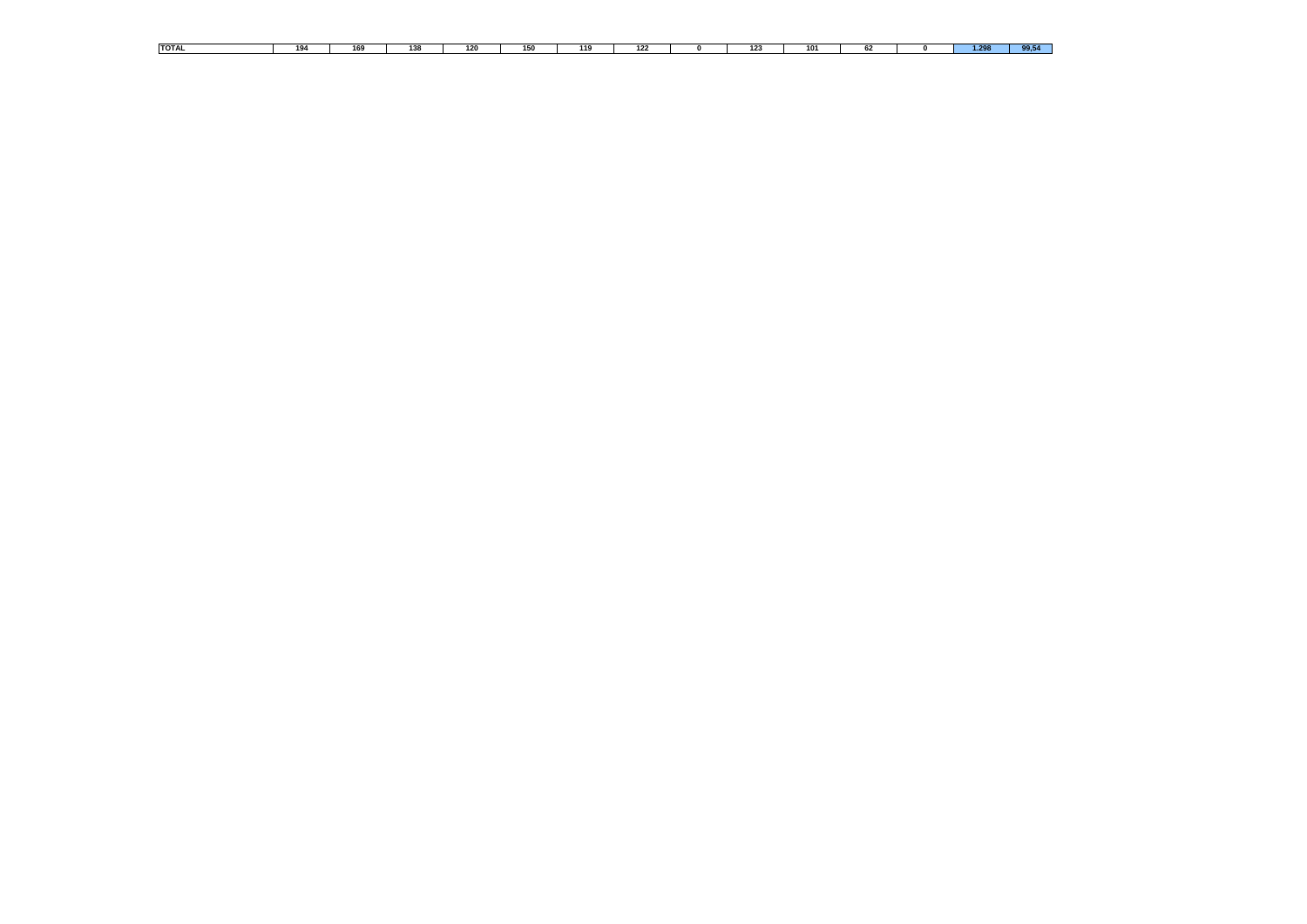| TOTAL | 194 | 169 | 138 | 120 | 150 | 119 | 122 | 0 | 123 | 101 | 62 | 0 | 1.298 | 99,54 |
|---|---|---|---|---|---|---|---|---|---|---|---|---|---|---|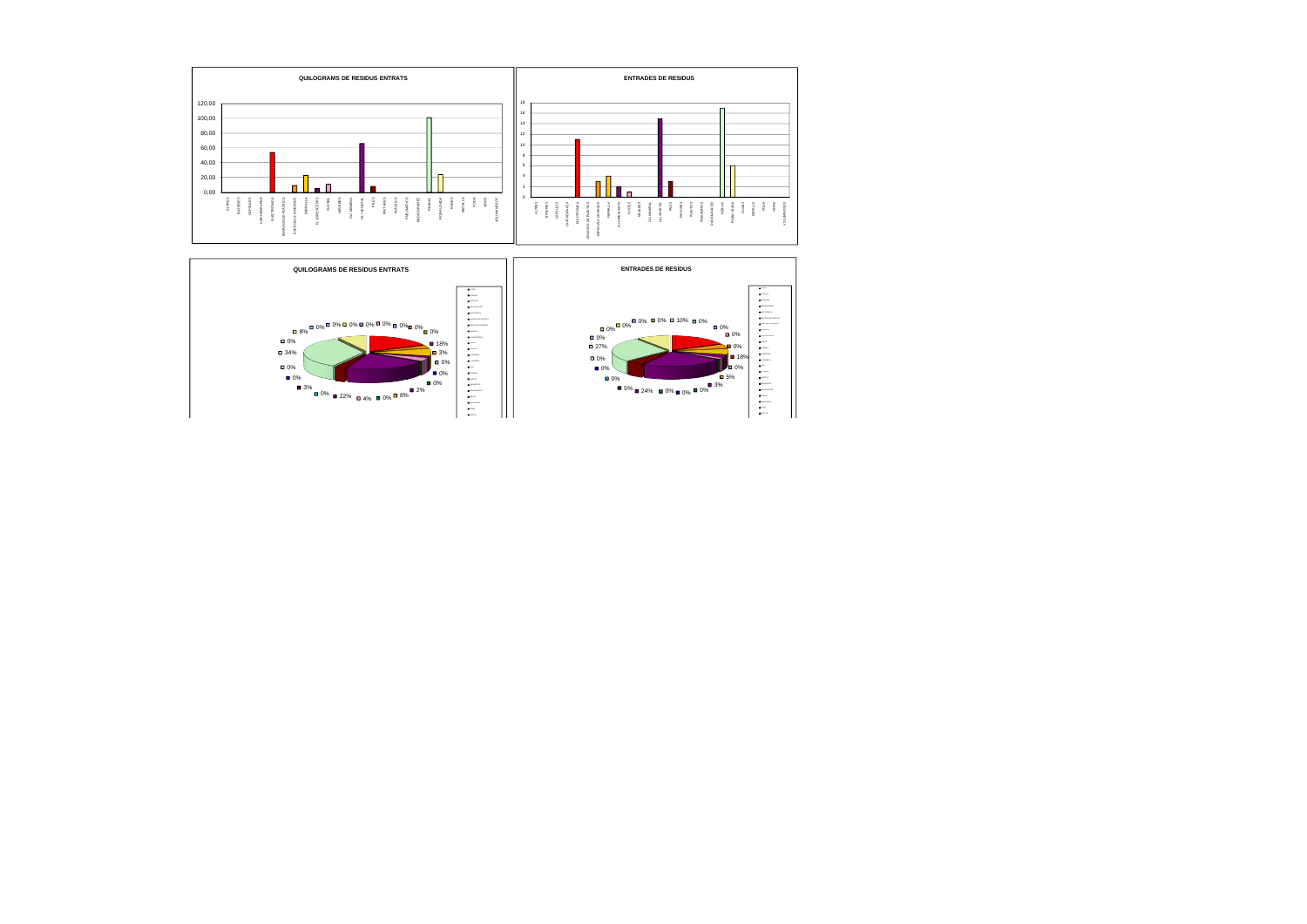**QUILOGRAMS DE RESIDUS ENTRATS**

120,00
100,00
80,00
60,00
40,00
20,00
0,00

**ENTRADES DE RESIDUS**

18
16
14
12
10
8
6
4
2
0

**QUILOGRAMS DE RESIDUS ENTRATS**

0% 0% 0% 0% 0% 0% 0% 0%
8%
0%
34%
0%
0%
3%
0%
22%
4%
0%
8%
2%
0%
0%
0%
3%
18%
0%

**ENTRADES DE RESIDUS**

0% 0% 0% 10% 0%
0%
0%
0%
27%
0%
0%
0%
5%
24%
0%
0%
0%
3%
5%
0%
18%
0%
0%